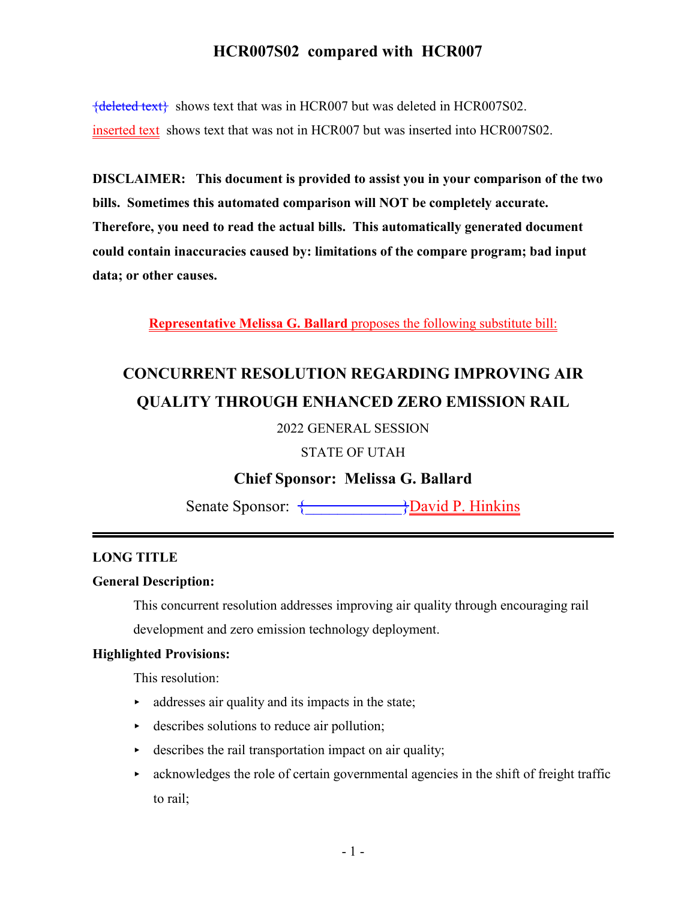# HCR007S02 compared with HCR007

{deleted text} shows text that was in HCR007 but was deleted in HCR007S02.

inserted text shows text that was not in HCR007 but was inserted into HCR007S02.

**DISCLAIMER: This document is provided to assist you in your comparison of the two bills. Sometimes this automated comparison will NOT be completely accurate. Therefore, you need to read the actual bills. This automatically generated document could contain inaccuracies caused by: limitations of the compare program; bad input data; or other causes.**

**Representative Melissa G. Ballard** proposes the following substitute bill:

## CONCURRENT RESOLUTION REGARDING IMPROVING AIR QUALITY THROUGH ENHANCED ZERO EMISSION RAIL

2022 GENERAL SESSION

STATE OF UTAH

**Chief Sponsor: Melissa G. Ballard**

Senate Sponsor: {____________}David P. Hinkins

---

**LONG TITLE**

**General Description:**

This concurrent resolution addresses improving air quality through encouraging rail development and zero emission technology deployment.

**Highlighted Provisions:**

This resolution:

- addresses air quality and its impacts in the state;
- describes solutions to reduce air pollution;
- describes the rail transportation impact on air quality;
- acknowledges the role of certain governmental agencies in the shift of freight traffic to rail;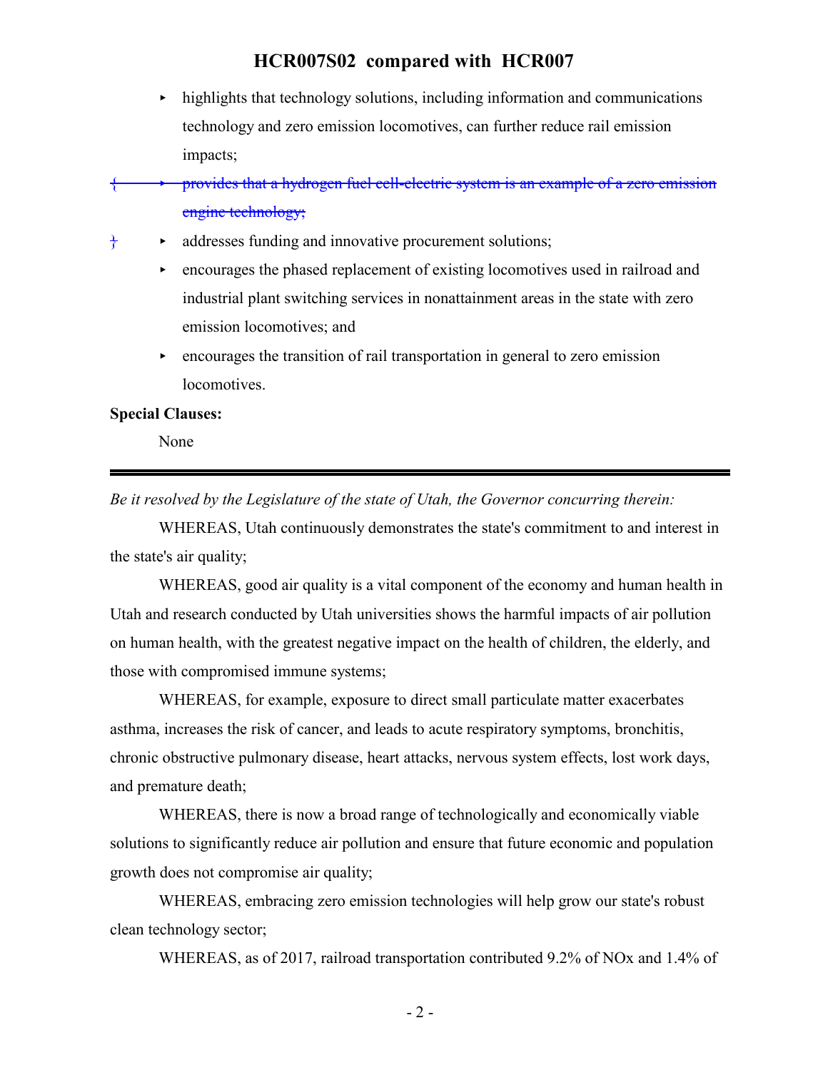- highlights that technology solutions, including information and communications technology and zero emission locomotives, can further reduce rail emission impacts;

{ - ~~provides that a hydrogen fuel cell-electric system is an example of a zero emission engine technology;~~

} - addresses funding and innovative procurement solutions;

- encourages the phased replacement of existing locomotives used in railroad and industrial plant switching services in nonattainment areas in the state with zero emission locomotives; and
- encourages the transition of rail transportation in general to zero emission locomotives.

**Special Clauses:**

None

---

*Be it resolved by the Legislature of the state of Utah, the Governor concurring therein:*

WHEREAS, Utah continuously demonstrates the state's commitment to and interest in the state's air quality;

WHEREAS, good air quality is a vital component of the economy and human health in Utah and research conducted by Utah universities shows the harmful impacts of air pollution on human health, with the greatest negative impact on the health of children, the elderly, and those with compromised immune systems;

WHEREAS, for example, exposure to direct small particulate matter exacerbates asthma, increases the risk of cancer, and leads to acute respiratory symptoms, bronchitis, chronic obstructive pulmonary disease, heart attacks, nervous system effects, lost work days, and premature death;

WHEREAS, there is now a broad range of technologically and economically viable solutions to significantly reduce air pollution and ensure that future economic and population growth does not compromise air quality;

WHEREAS, embracing zero emission technologies will help grow our state's robust clean technology sector;

WHEREAS, as of 2017, railroad transportation contributed 9.2% of NOx and 1.4% of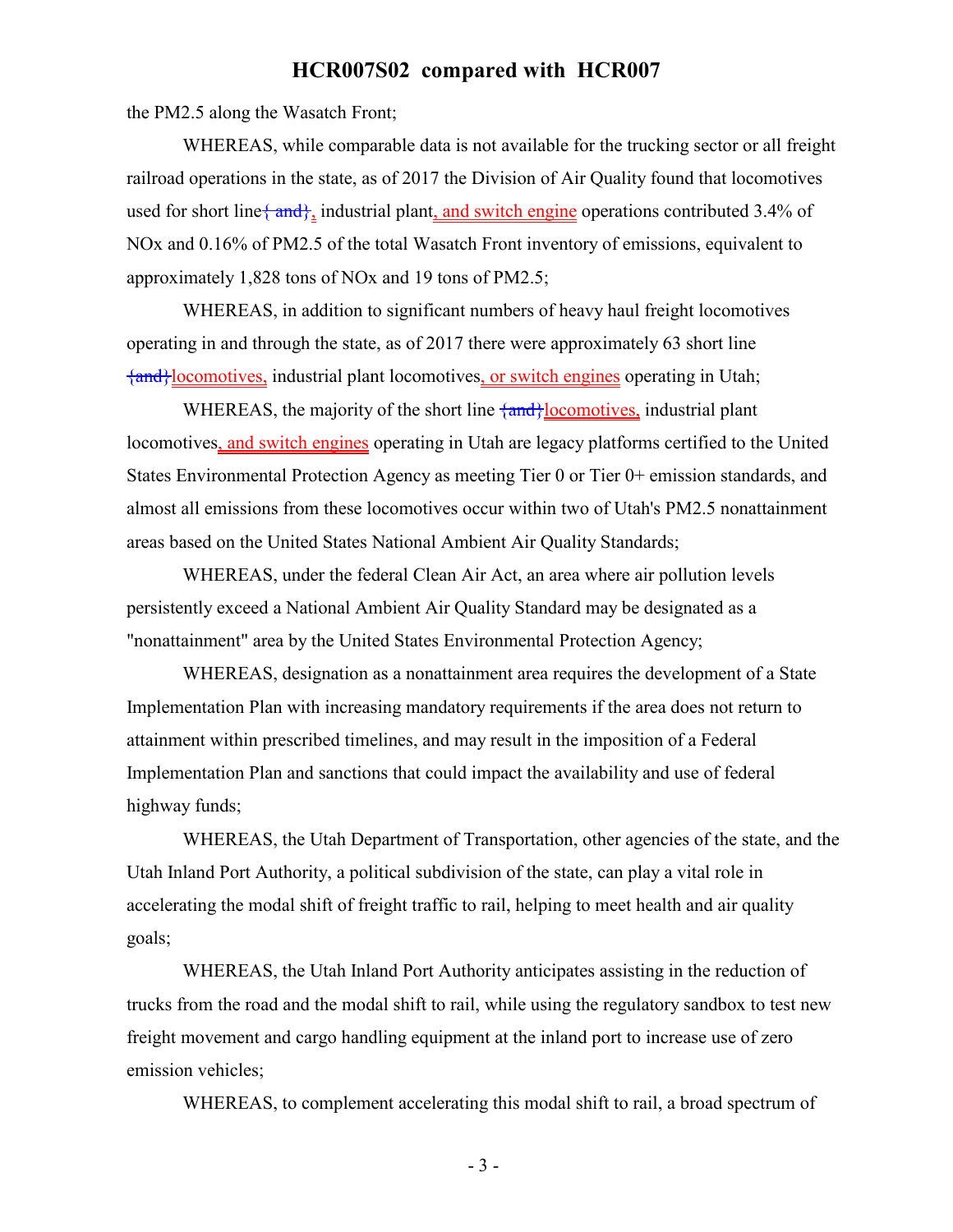the PM2.5 along the Wasatch Front;

WHEREAS, while comparable data is not available for the trucking sector or all freight railroad operations in the state, as of 2017 the Division of Air Quality found that locomotives used for short line{ and}, industrial plant, and switch engine operations contributed 3.4% of NOx and 0.16% of PM2.5 of the total Wasatch Front inventory of emissions, equivalent to approximately 1,828 tons of NOx and 19 tons of PM2.5;

WHEREAS, in addition to significant numbers of heavy haul freight locomotives operating in and through the state, as of 2017 there were approximately 63 short line {and}locomotives, industrial plant locomotives, or switch engines operating in Utah;

WHEREAS, the majority of the short line {and}locomotives, industrial plant locomotives, and switch engines operating in Utah are legacy platforms certified to the United States Environmental Protection Agency as meeting Tier 0 or Tier 0+ emission standards, and almost all emissions from these locomotives occur within two of Utah's PM2.5 nonattainment areas based on the United States National Ambient Air Quality Standards;

WHEREAS, under the federal Clean Air Act, an area where air pollution levels persistently exceed a National Ambient Air Quality Standard may be designated as a "nonattainment" area by the United States Environmental Protection Agency;

WHEREAS, designation as a nonattainment area requires the development of a State Implementation Plan with increasing mandatory requirements if the area does not return to attainment within prescribed timelines, and may result in the imposition of a Federal Implementation Plan and sanctions that could impact the availability and use of federal highway funds;

WHEREAS, the Utah Department of Transportation, other agencies of the state, and the Utah Inland Port Authority, a political subdivision of the state, can play a vital role in accelerating the modal shift of freight traffic to rail, helping to meet health and air quality goals;

WHEREAS, the Utah Inland Port Authority anticipates assisting in the reduction of trucks from the road and the modal shift to rail, while using the regulatory sandbox to test new freight movement and cargo handling equipment at the inland port to increase use of zero emission vehicles;

WHEREAS, to complement accelerating this modal shift to rail, a broad spectrum of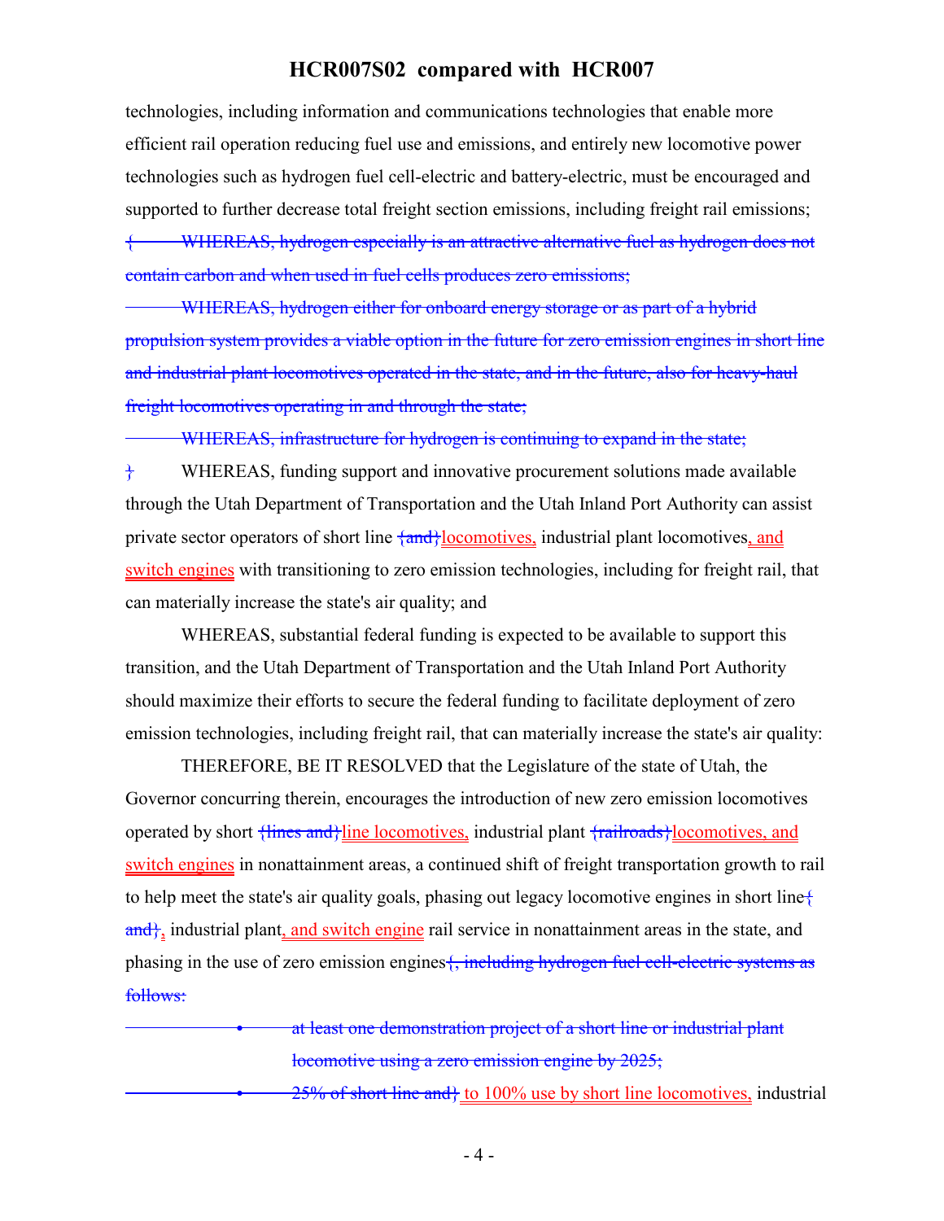technologies, including information and communications technologies that enable more efficient rail operation reducing fuel use and emissions, and entirely new locomotive power technologies such as hydrogen fuel cell-electric and battery-electric, must be encouraged and supported to further decrease total freight section emissions, including freight rail emissions;

~~{ WHEREAS, hydrogen especially is an attractive alternative fuel as hydrogen does not contain carbon and when used in fuel cells produces zero emissions;~~

~~WHEREAS, hydrogen either for onboard energy storage or as part of a hybrid propulsion system provides a viable option in the future for zero emission engines in short line and industrial plant locomotives operated in the state, and in the future, also for heavy-haul freight locomotives operating in and through the state;~~

~~WHEREAS, infrastructure for hydrogen is continuing to expand in the state;~~

~~}~~ WHEREAS, funding support and innovative procurement solutions made available through the Utah Department of Transportation and the Utah Inland Port Authority can assist private sector operators of short line ~~{and}~~locomotives, industrial plant locomotives, and switch engines with transitioning to zero emission technologies, including for freight rail, that can materially increase the state's air quality; and

WHEREAS, substantial federal funding is expected to be available to support this transition, and the Utah Department of Transportation and the Utah Inland Port Authority should maximize their efforts to secure the federal funding to facilitate deployment of zero emission technologies, including freight rail, that can materially increase the state's air quality:

THEREFORE, BE IT RESOLVED that the Legislature of the state of Utah, the Governor concurring therein, encourages the introduction of new zero emission locomotives operated by short ~~{lines and}~~line locomotives, industrial plant ~~{railroads}~~locomotives, and switch engines in nonattainment areas, a continued shift of freight transportation growth to rail to help meet the state's air quality goals, phasing out legacy locomotive engines in short line~~{ and}~~, industrial plant, and switch engine rail service in nonattainment areas in the state, and phasing in the use of zero emission engines~~{, including hydrogen fuel cell-electric systems as follows:~~

- ~~at least one demonstration project of a short line or industrial plant locomotive using a zero emission engine by 2025;~~
- ~~25% of short line and}~~ to 100% use by short line locomotives, industrial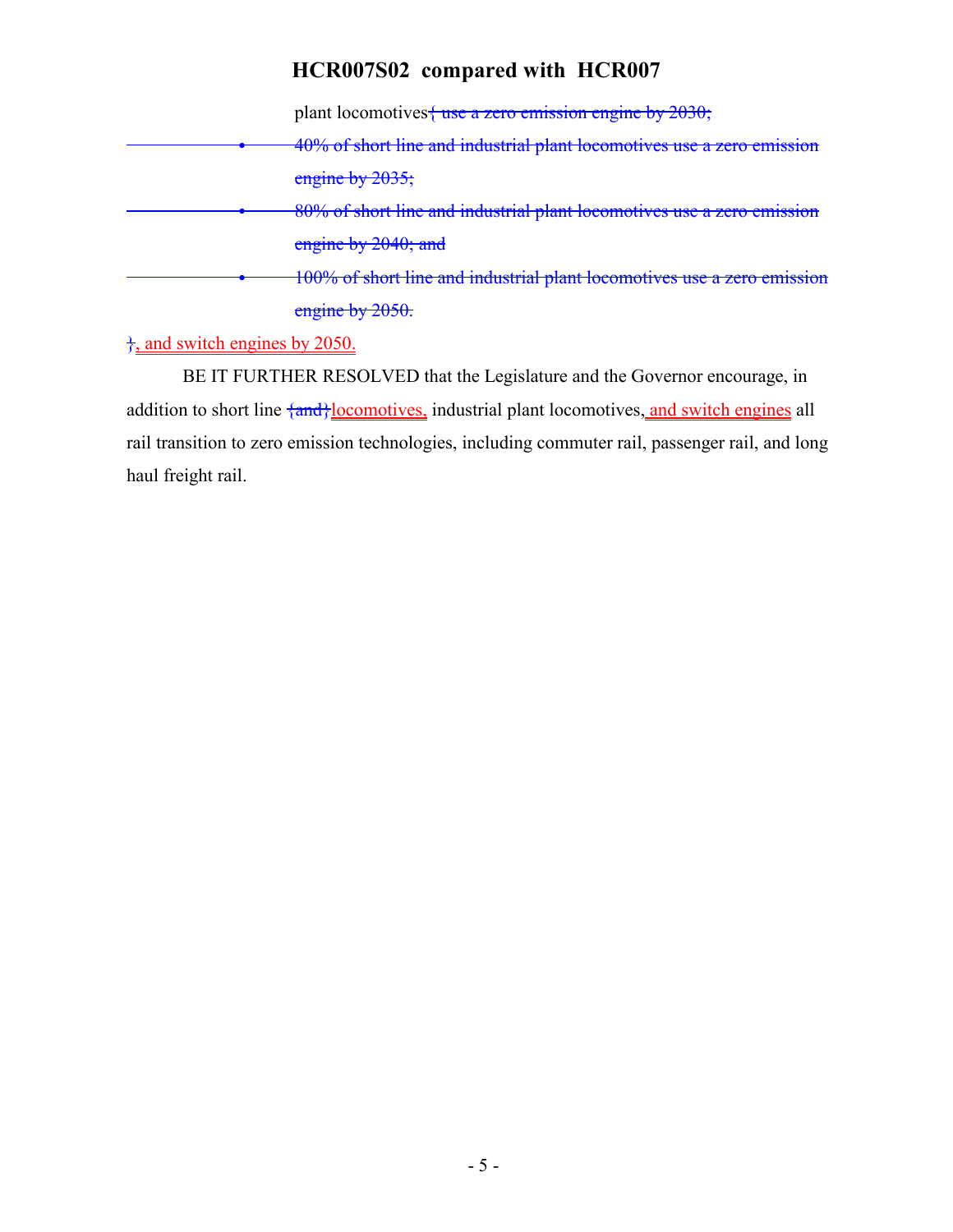plant locotives~~{ use a zero emission engine by 2030;~~

- ~~40% of short line and industrial plant locomotives use a zero emission engine by 2035;~~
- ~~80% of short line and industrial plant locomotives use a zero emission engine by 2040; and~~
- ~~100% of short line and industrial plant locomotives use a zero emission engine by 2050.~~

~~}~~, and switch engines by 2050.

BE IT FURTHER RESOLVED that the Legislature and the Governor encourage, in addition to short line ~~{and}~~locomotives, industrial plant locomotives, and switch engines all rail transition to zero emission technologies, including commuter rail, passenger rail, and long haul freight rail.